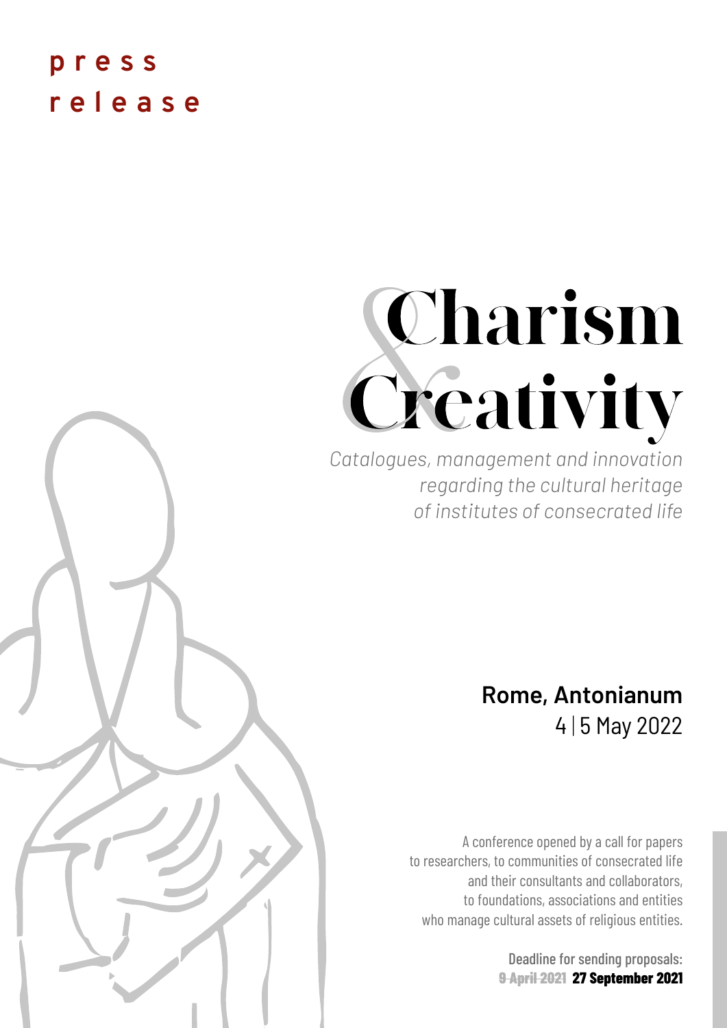**press release**

# Charism & Creativity

*Catalogues, management and innovation regarding the cultural heritage of institutes of consecrated life*

**Rome, Antonianum**
4 | 5 May 2022

A conference opened by a call for papers to researchers, to communities of consecrated life and their consultants and collaborators, to foundations, associations and entities who manage cultural assets of religious entities.

**Deadline for sending proposals:**
~~9 April 2021~~ **27 September 2021**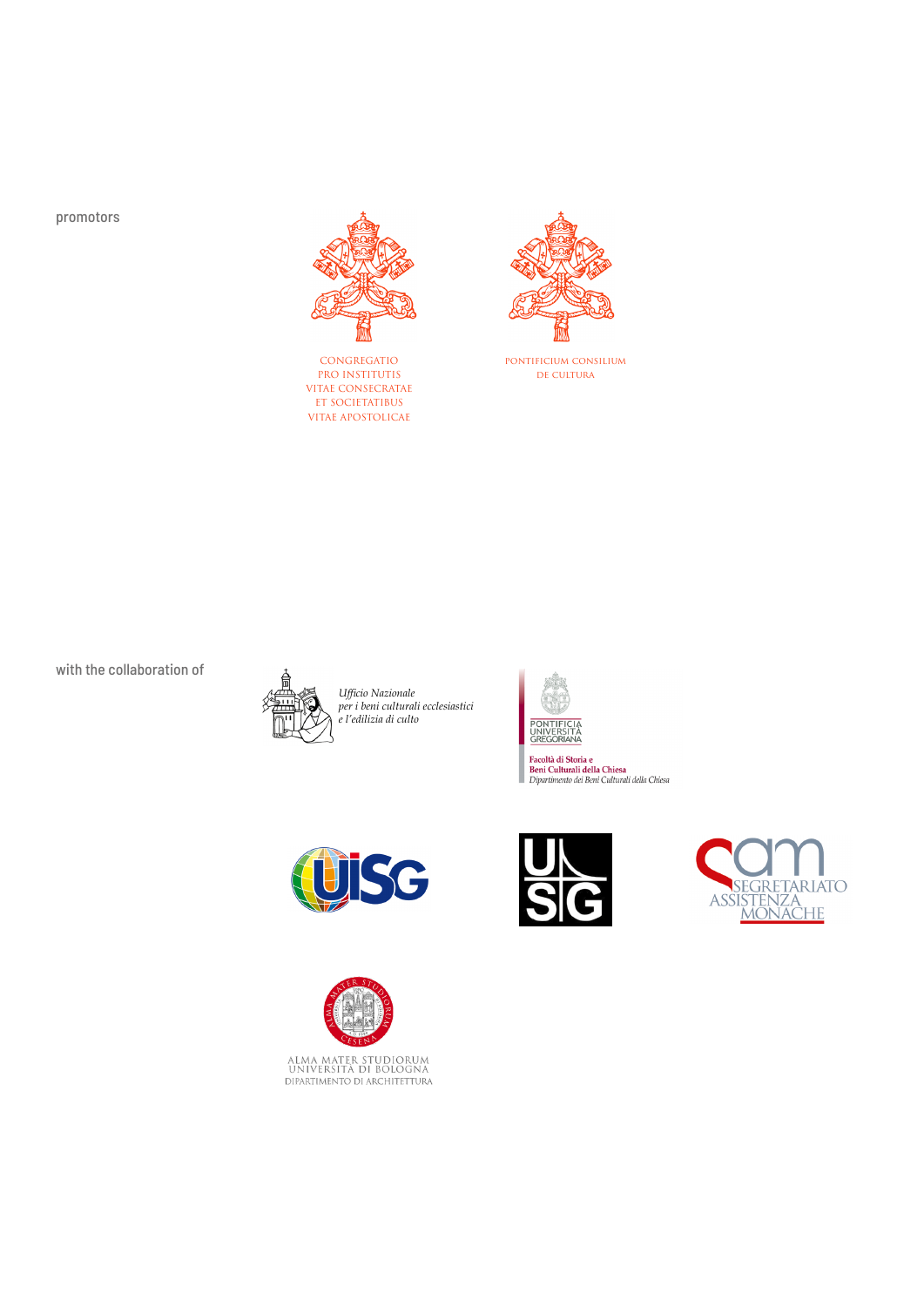promotors

CONGREGATIO
PRO INSTITUTIS
VITAE CONSECRATAE
ET SOCIETATIBUS
VITAE APOSTOLICAE

PONTIFICIUM CONSILIUM
DE CULTURA

with the collaboration of

*Ufficio Nazionale*
*per i beni culturali ecclesiastici*
*e l'edilizia di culto*

PONTIFICIA
UNIVERSITÀ
GREGORIANA

Facoltà di Storia e
Beni Culturali della Chiesa
*Dipartimento dei Beni Culturali della Chiesa*

UISG

USG

sam
SEGRETARIATO
ASSISTENZA
MONACHE

ALMA MATER STUDIORUM
UNIVERSITÀ DI BOLOGNA
DIPARTIMENTO DI ARCHITETTURA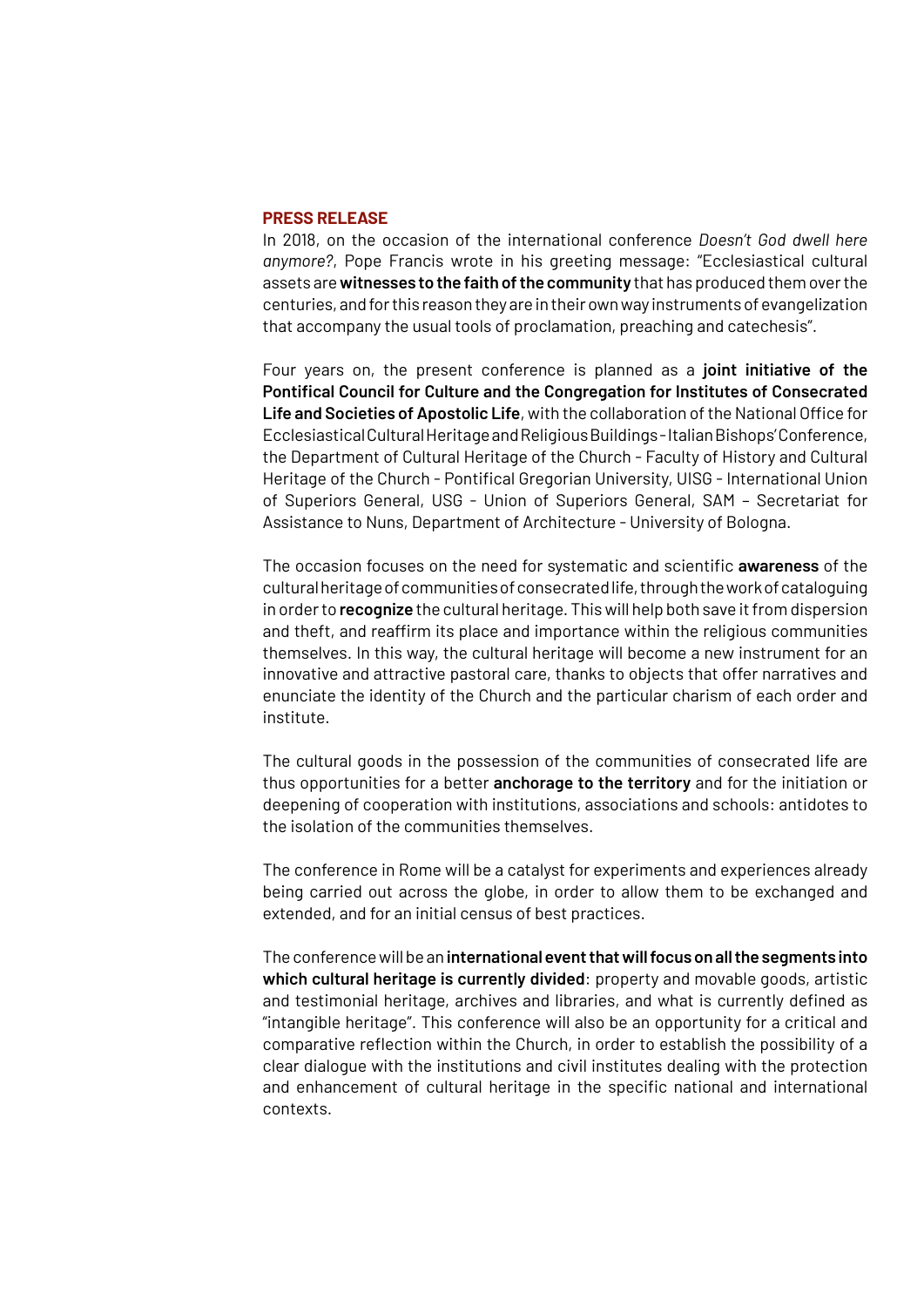## PRESS RELEASE

In 2018, on the occasion of the international conference *Doesn't God dwell here anymore?*, Pope Francis wrote in his greeting message: "Ecclesiastical cultural assets are **witnesses to the faith of the community** that has produced them over the centuries, and for this reason they are in their own way instruments of evangelization that accompany the usual tools of proclamation, preaching and catechesis".

Four years on, the present conference is planned as a **joint initiative of the Pontifical Council for Culture and the Congregation for Institutes of Consecrated Life and Societies of Apostolic Life**, with the collaboration of the National Office for Ecclesiastical Cultural Heritage and Religious Buildings - Italian Bishops' Conference, the Department of Cultural Heritage of the Church - Faculty of History and Cultural Heritage of the Church - Pontifical Gregorian University, UISG - International Union of Superiors General, USG - Union of Superiors General, SAM – Secretariat for Assistance to Nuns, Department of Architecture - University of Bologna.

The occasion focuses on the need for systematic and scientific **awareness** of the cultural heritage of communities of consecrated life, through the work of cataloguing in order to **recognize** the cultural heritage. This will help both save it from dispersion and theft, and reaffirm its place and importance within the religious communities themselves. In this way, the cultural heritage will become a new instrument for an innovative and attractive pastoral care, thanks to objects that offer narratives and enunciate the identity of the Church and the particular charism of each order and institute.

The cultural goods in the possession of the communities of consecrated life are thus opportunities for a better **anchorage to the territory** and for the initiation or deepening of cooperation with institutions, associations and schools: antidotes to the isolation of the communities themselves.

The conference in Rome will be a catalyst for experiments and experiences already being carried out across the globe, in order to allow them to be exchanged and extended, and for an initial census of best practices.

The conference will be an **international event that will focus on all the segments into which cultural heritage is currently divided**: property and movable goods, artistic and testimonial heritage, archives and libraries, and what is currently defined as "intangible heritage". This conference will also be an opportunity for a critical and comparative reflection within the Church, in order to establish the possibility of a clear dialogue with the institutions and civil institutes dealing with the protection and enhancement of cultural heritage in the specific national and international contexts.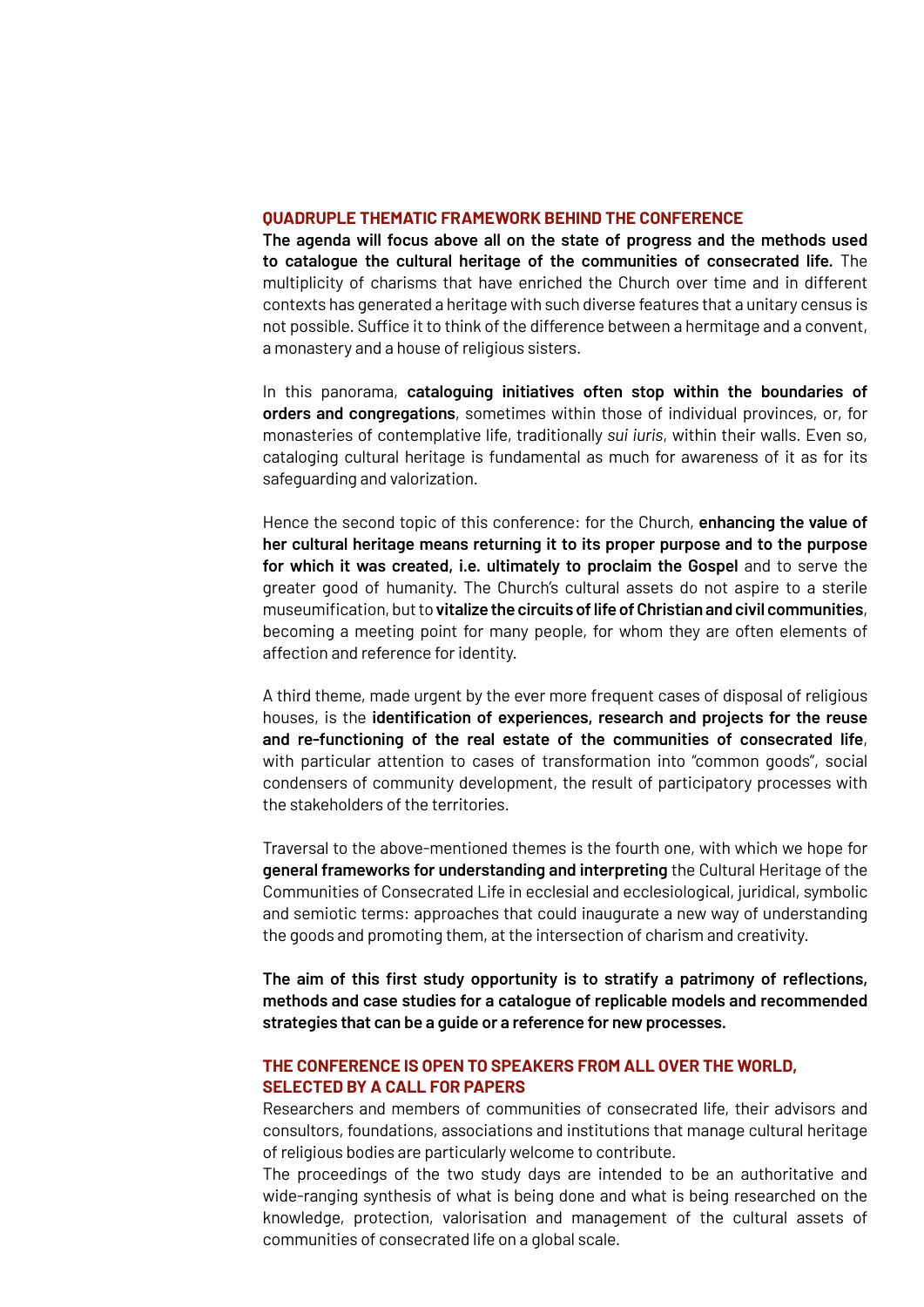## QUADRUPLE THEMATIC FRAMEWORK BEHIND THE CONFERENCE

**The agenda will focus above all on the state of progress and the methods used to catalogue the cultural heritage of the communities of consecrated life.** The multiplicity of charisms that have enriched the Church over time and in different contexts has generated a heritage with such diverse features that a unitary census is not possible. Suffice it to think of the difference between a hermitage and a convent, a monastery and a house of religious sisters.

In this panorama, **cataloguing initiatives often stop within the boundaries of orders and congregations**, sometimes within those of individual provinces, or, for monasteries of contemplative life, traditionally *sui iuris*, within their walls. Even so, cataloging cultural heritage is fundamental as much for awareness of it as for its safeguarding and valorization.

Hence the second topic of this conference: for the Church, **enhancing the value of her cultural heritage means returning it to its proper purpose and to the purpose for which it was created, i.e. ultimately to proclaim the Gospel** and to serve the greater good of humanity. The Church's cultural assets do not aspire to a sterile museumification, but to **vitalize the circuits of life of Christian and civil communities**, becoming a meeting point for many people, for whom they are often elements of affection and reference for identity.

A third theme, made urgent by the ever more frequent cases of disposal of religious houses, is the **identification of experiences, research and projects for the reuse and re-functioning of the real estate of the communities of consecrated life**, with particular attention to cases of transformation into "common goods", social condensers of community development, the result of participatory processes with the stakeholders of the territories.

Traversal to the above-mentioned themes is the fourth one, with which we hope for **general frameworks for understanding and interpreting** the Cultural Heritage of the Communities of Consecrated Life in ecclesial and ecclesiological, juridical, symbolic and semiotic terms: approaches that could inaugurate a new way of understanding the goods and promoting them, at the intersection of charism and creativity.

**The aim of this first study opportunity is to stratify a patrimony of reflections, methods and case studies for a catalogue of replicable models and recommended strategies that can be a guide or a reference for new processes.**

## THE CONFERENCE IS OPEN TO SPEAKERS FROM ALL OVER THE WORLD, SELECTED BY A CALL FOR PAPERS

Researchers and members of communities of consecrated life, their advisors and consultors, foundations, associations and institutions that manage cultural heritage of religious bodies are particularly welcome to contribute.

The proceedings of the two study days are intended to be an authoritative and wide-ranging synthesis of what is being done and what is being researched on the knowledge, protection, valorisation and management of the cultural assets of communities of consecrated life on a global scale.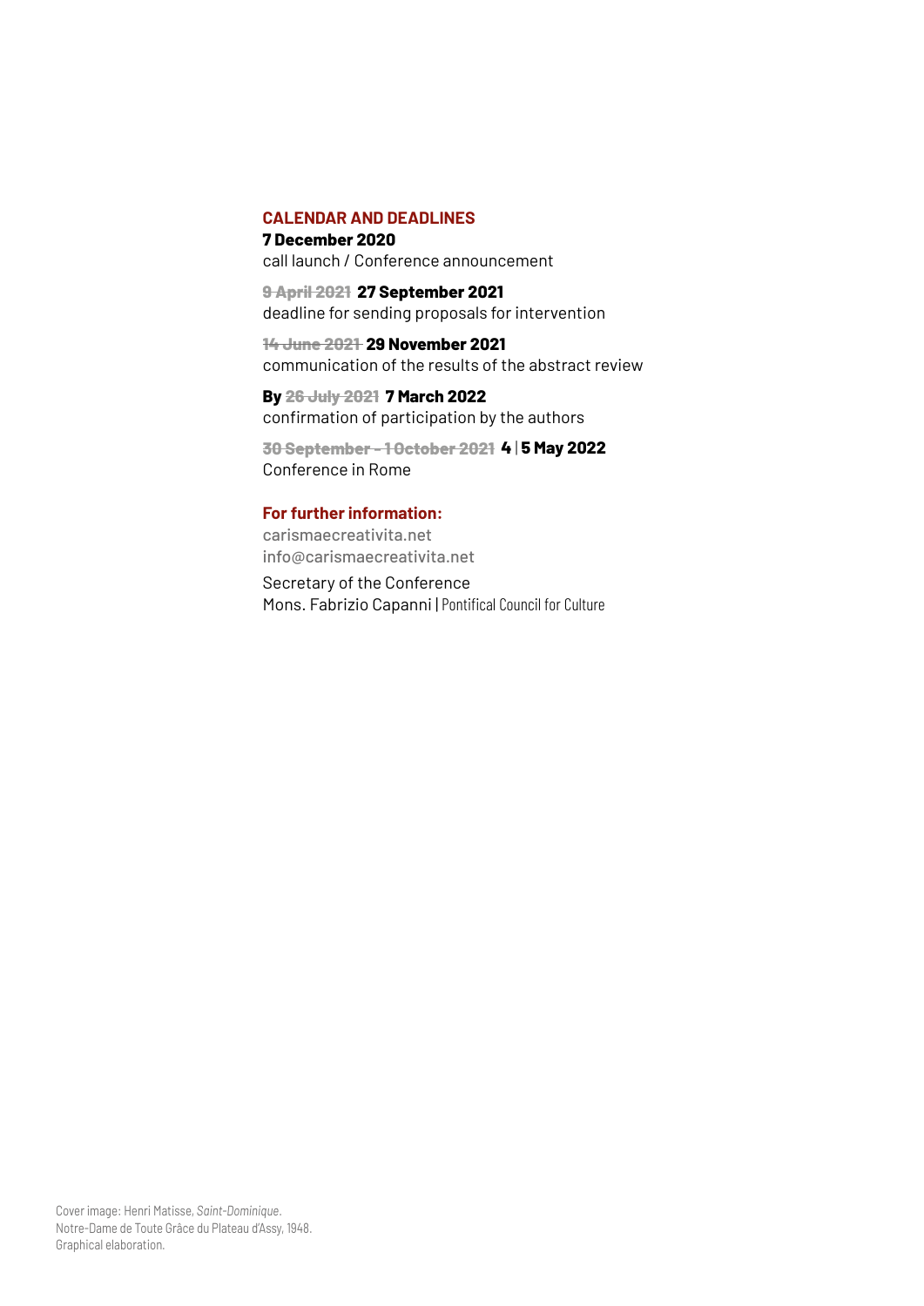## CALENDAR AND DEADLINES

**7 December 2020**
call launch / Conference announcement

~~9 April 2021~~ **27 September 2021**
deadline for sending proposals for intervention

~~14 June 2021~~ **29 November 2021**
communication of the results of the abstract review

**By** ~~26 July 2021~~ **7 March 2022**
confirmation of participation by the authors

~~30 September – 1 October 2021~~ **4 | 5 May 2022**
Conference in Rome

**For further information:**
carismaecreativita.net
info@carismaecreativita.net

Secretary of the Conference
Mons. Fabrizio Capanni | Pontifical Council for Culture

Cover image: Henri Matisse, *Saint-Dominique*.
Notre-Dame de Toute Grâce du Plateau d'Assy, 1948.
Graphical elaboration.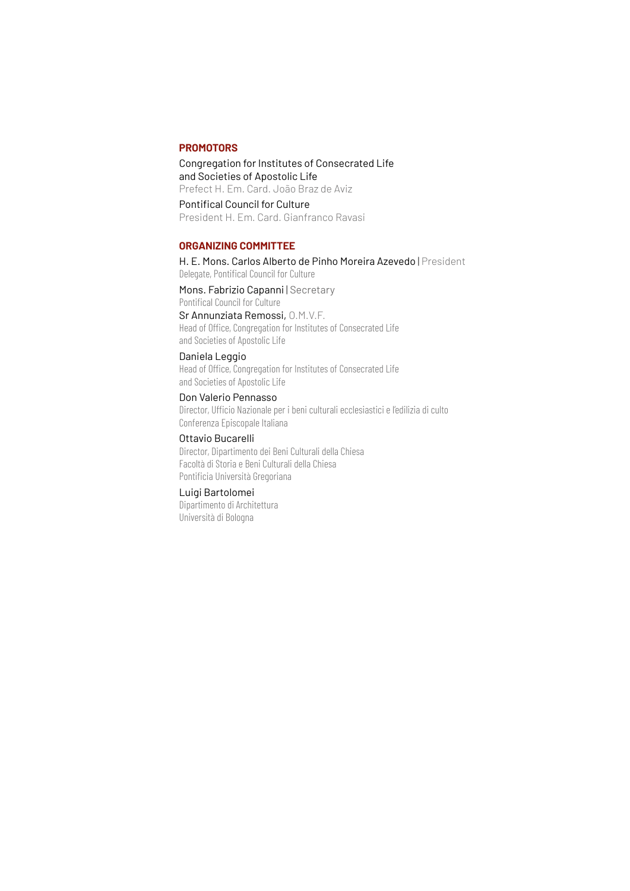## PROMOTORS

Congregation for Institutes of Consecrated Life
and Societies of Apostolic Life
Prefect H. Em. Card. João Braz de Aviz

Pontifical Council for Culture
President H. Em. Card. Gianfranco Ravasi

## ORGANIZING COMMITTEE

H. E. Mons. Carlos Alberto de Pinho Moreira Azevedo | President
Delegate, Pontifical Council for Culture

Mons. Fabrizio Capanni | Secretary
Pontifical Council for Culture

Sr Annunziata Remossi, O.M.V.F.
Head of Office, Congregation for Institutes of Consecrated Life
and Societies of Apostolic Life

Daniela Leggio
Head of Office, Congregation for Institutes of Consecrated Life
and Societies of Apostolic Life

Don Valerio Pennasso
Director, Ufficio Nazionale per i beni culturali ecclesiastici e l'edilizia di culto
Conferenza Episcopale Italiana

Ottavio Bucarelli
Director, Dipartimento dei Beni Culturali della Chiesa
Facoltà di Storia e Beni Culturali della Chiesa
Pontificia Università Gregoriana

Luigi Bartolomei
Dipartimento di Architettura
Università di Bologna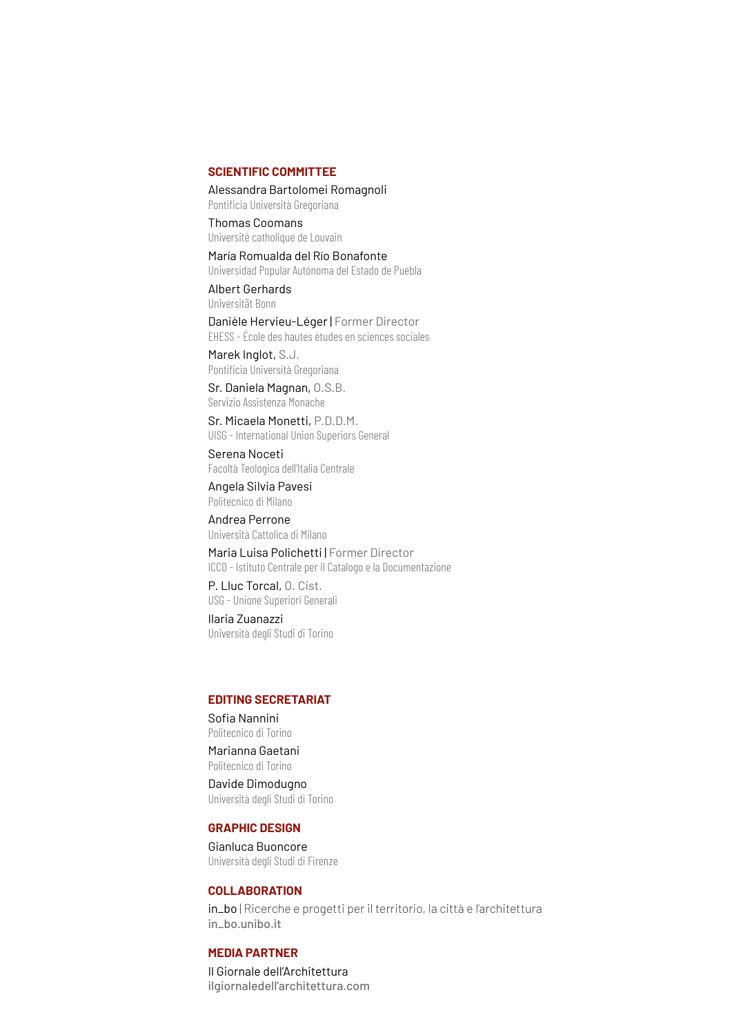## SCIENTIFIC COMMITTEE

Alessandra Bartolomei Romagnoli
Pontificia Università Gregoriana

Thomas Coomans
Université catholique de Louvain

María Romualda del Río Bonafonte
Universidad Popular Autónoma del Estado de Puebla

Albert Gerhards
Universität Bonn

Danièle Hervieu-Léger | Former Director
EHESS - École des hautes études en sciences sociales

Marek Inglot, S.J.
Pontificia Università Gregoriana

Sr. Daniela Magnan, O.S.B.
Servizio Assistenza Monache

Sr. Micaela Monetti, P.D.D.M.
UISG - International Union Superiors General

Serena Noceti
Facoltà Teologica dell'Italia Centrale

Angela Silvia Pavesi
Politecnico di Milano

Andrea Perrone
Università Cattolica di Milano

Maria Luisa Polichetti | Former Director
ICCD - Istituto Centrale per il Catalogo e la Documentazione

P. Lluc Torcal, O. Cist.
USG - Unione Superiori Generali

Ilaria Zuanazzi
Università degli Studi di Torino

## EDITING SECRETARIAT

Sofia Nannini
Politecnico di Torino

Marianna Gaetani
Politecnico di Torino

Davide Dimodugno
Università degli Studi di Torino

## GRAPHIC DESIGN

Gianluca Buoncore
Università degli Studi di Firenze

## COLLABORATION

in_bo | Ricerche e progetti per il territorio, la città e l'architettura
in_bo.unibo.it

## MEDIA PARTNER

Il Giornale dell'Architettura
ilgiornaledell'architettura.com